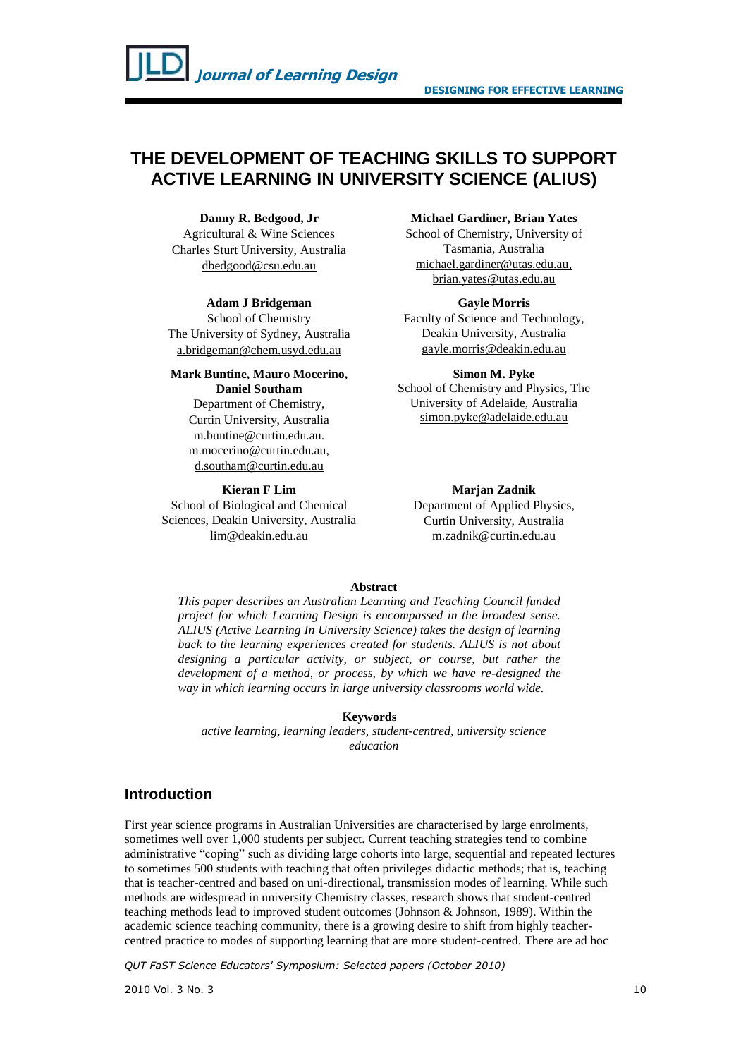# THE DEVELOPMENT OF TEACHING SKILLS TO SUPPORT ACTIVE LEARNING IN UNIVERSITY SCIENCE (ALIUS)

**Danny R. Bedgood, Jr**
Agricultural & Wine Sciences
Charles Sturt University, Australia
dbedgood@csu.edu.au

**Michael Gardiner, Brian Yates**
School of Chemistry, University of Tasmania, Australia
michael.gardiner@utas.edu.au, brian.yates@utas.edu.au

**Adam J Bridgeman**
School of Chemistry
The University of Sydney, Australia
a.bridgeman@chem.usyd.edu.au

**Gayle Morris**
Faculty of Science and Technology,
Deakin University, Australia
gayle.morris@deakin.edu.au

**Mark Buntine, Mauro Mocerino, Daniel Southam**
Department of Chemistry,
Curtin University, Australia
m.buntine@curtin.edu.au.
m.mocerino@curtin.edu.au,
d.southam@curtin.edu.au

**Simon M. Pyke**
School of Chemistry and Physics, The University of Adelaide, Australia
simon.pyke@adelaide.edu.au

**Kieran F Lim**
School of Biological and Chemical Sciences, Deakin University, Australia
lim@deakin.edu.au

**Marjan Zadnik**
Department of Applied Physics,
Curtin University, Australia
m.zadnik@curtin.edu.au

**Abstract**

*This paper describes an Australian Learning and Teaching Council funded project for which Learning Design is encompassed in the broadest sense. ALIUS (Active Learning In University Science) takes the design of learning back to the learning experiences created for students. ALIUS is not about designing a particular activity, or subject, or course, but rather the development of a method, or process, by which we have re-designed the way in which learning occurs in large university classrooms world wide.*

**Keywords**

*active learning, learning leaders, student-centred, university science education*

## Introduction

First year science programs in Australian Universities are characterised by large enrolments, sometimes well over 1,000 students per subject. Current teaching strategies tend to combine administrative "coping" such as dividing large cohorts into large, sequential and repeated lectures to sometimes 500 students with teaching that often privileges didactic methods; that is, teaching that is teacher-centred and based on uni-directional, transmission modes of learning. While such methods are widespread in university Chemistry classes, research shows that student-centred teaching methods lead to improved student outcomes (Johnson & Johnson, 1989). Within the academic science teaching community, there is a growing desire to shift from highly teacher-centred practice to modes of supporting learning that are more student-centred. There are ad hoc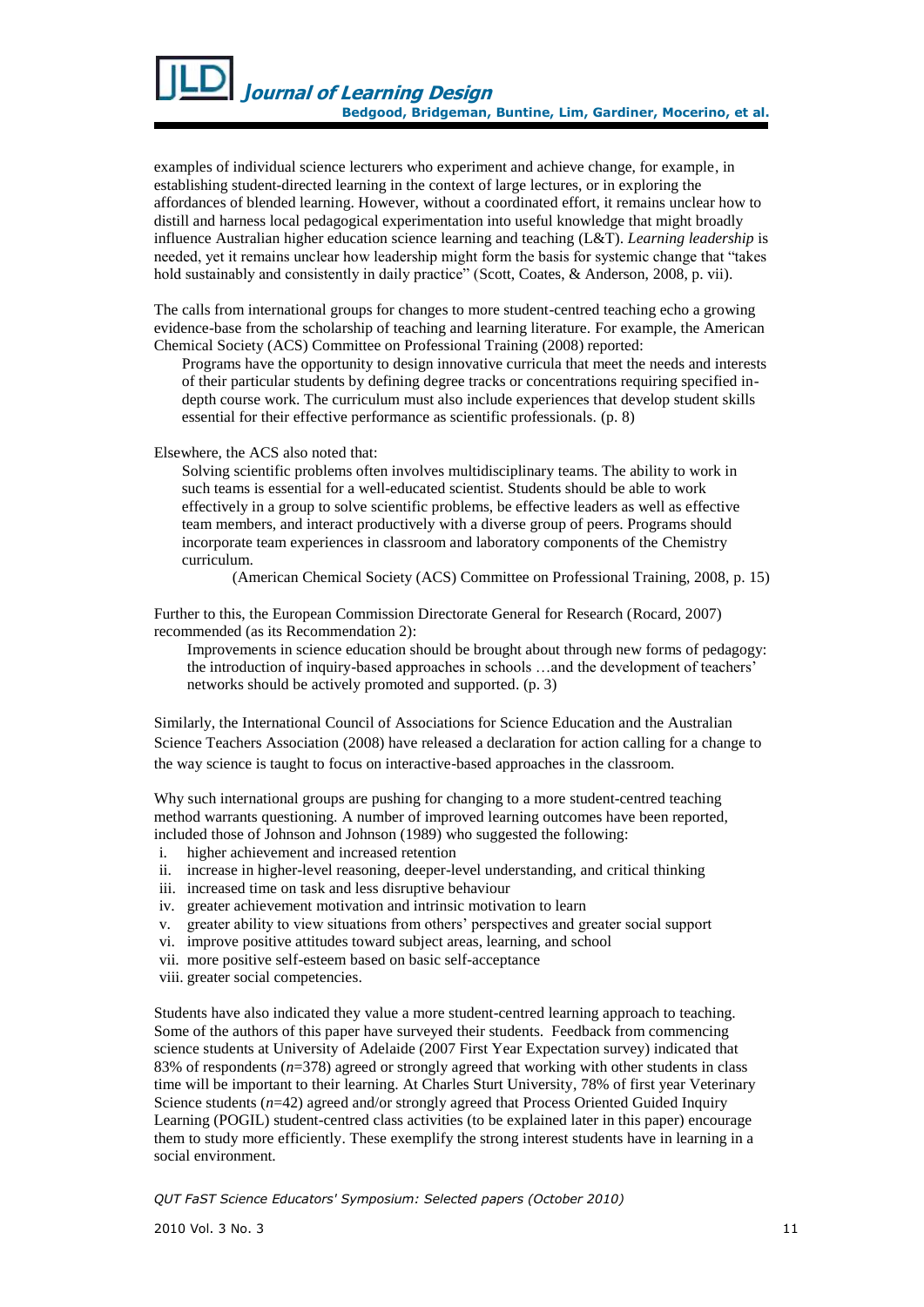examples of individual science lecturers who experiment and achieve change, for example, in establishing student-directed learning in the context of large lectures, or in exploring the affordances of blended learning. However, without a coordinated effort, it remains unclear how to distill and harness local pedagogical experimentation into useful knowledge that might broadly influence Australian higher education science learning and teaching (L&T). *Learning leadership* is needed, yet it remains unclear how leadership might form the basis for systemic change that "takes hold sustainably and consistently in daily practice" (Scott, Coates, & Anderson, 2008, p. vii).

The calls from international groups for changes to more student-centred teaching echo a growing evidence-base from the scholarship of teaching and learning literature. For example, the American Chemical Society (ACS) Committee on Professional Training (2008) reported:

> Programs have the opportunity to design innovative curricula that meet the needs and interests of their particular students by defining degree tracks or concentrations requiring specified in-depth course work. The curriculum must also include experiences that develop student skills essential for their effective performance as scientific professionals. (p. 8)

Elsewhere, the ACS also noted that:

> Solving scientific problems often involves multidisciplinary teams. The ability to work in such teams is essential for a well-educated scientist. Students should be able to work effectively in a group to solve scientific problems, be effective leaders as well as effective team members, and interact productively with a diverse group of peers. Programs should incorporate team experiences in classroom and laboratory components of the Chemistry curriculum.
>
> (American Chemical Society (ACS) Committee on Professional Training, 2008, p. 15)

Further to this, the European Commission Directorate General for Research (Rocard, 2007) recommended (as its Recommendation 2):

> Improvements in science education should be brought about through new forms of pedagogy: the introduction of inquiry-based approaches in schools …and the development of teachers' networks should be actively promoted and supported. (p. 3)

Similarly, the International Council of Associations for Science Education and the Australian Science Teachers Association (2008) have released a declaration for action calling for a change to the way science is taught to focus on interactive-based approaches in the classroom.

Why such international groups are pushing for changing to a more student-centred teaching method warrants questioning. A number of improved learning outcomes have been reported, included those of Johnson and Johnson (1989) who suggested the following:

i. higher achievement and increased retention
ii. increase in higher-level reasoning, deeper-level understanding, and critical thinking
iii. increased time on task and less disruptive behaviour
iv. greater achievement motivation and intrinsic motivation to learn
v. greater ability to view situations from others' perspectives and greater social support
vi. improve positive attitudes toward subject areas, learning, and school
vii. more positive self-esteem based on basic self-acceptance
viii. greater social competencies.

Students have also indicated they value a more student-centred learning approach to teaching. Some of the authors of this paper have surveyed their students. Feedback from commencing science students at University of Adelaide (2007 First Year Expectation survey) indicated that 83% of respondents ($n$=378) agreed or strongly agreed that working with other students in class time will be important to their learning. At Charles Sturt University, 78% of first year Veterinary Science students ($n$=42) agreed and/or strongly agreed that Process Oriented Guided Inquiry Learning (POGIL) student-centred class activities (to be explained later in this paper) encourage them to study more efficiently. These exemplify the strong interest students have in learning in a social environment.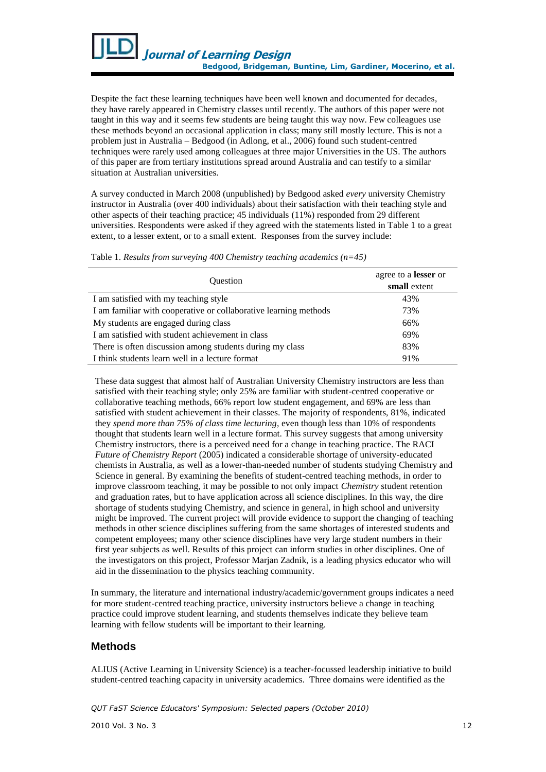Despite the fact these learning techniques have been well known and documented for decades, they have rarely appeared in Chemistry classes until recently. The authors of this paper were not taught in this way and it seems few students are being taught this way now. Few colleagues use these methods beyond an occasional application in class; many still mostly lecture. This is not a problem just in Australia – Bedgood (in Adlong, et al., 2006) found such student-centred techniques were rarely used among colleagues at three major Universities in the US. The authors of this paper are from tertiary institutions spread around Australia and can testify to a similar situation at Australian universities.

A survey conducted in March 2008 (unpublished) by Bedgood asked *every* university Chemistry instructor in Australia (over 400 individuals) about their satisfaction with their teaching style and other aspects of their teaching practice; 45 individuals (11%) responded from 29 different universities. Respondents were asked if they agreed with the statements listed in Table 1 to a great extent, to a lesser extent, or to a small extent. Responses from the survey include:

Table 1. *Results from surveying 400 Chemistry teaching academics (n=45)*

| Question | agree to a **lesser** or **small** extent |
|---|---|
| I am satisfied with my teaching style | 43% |
| I am familiar with cooperative or collaborative learning methods | 73% |
| My students are engaged during class | 66% |
| I am satisfied with student achievement in class | 69% |
| There is often discussion among students during my class | 83% |
| I think students learn well in a lecture format | 91% |

These data suggest that almost half of Australian University Chemistry instructors are less than satisfied with their teaching style; only 25% are familiar with student-centred cooperative or collaborative teaching methods, 66% report low student engagement, and 69% are less than satisfied with student achievement in their classes. The majority of respondents, 81%, indicated they *spend more than 75% of class time lecturing*, even though less than 10% of respondents thought that students learn well in a lecture format. This survey suggests that among university Chemistry instructors, there is a perceived need for a change in teaching practice. The RACI *Future of Chemistry Report* (2005) indicated a considerable shortage of university-educated chemists in Australia, as well as a lower-than-needed number of students studying Chemistry and Science in general. By examining the benefits of student-centred teaching methods, in order to improve classroom teaching, it may be possible to not only impact *Chemistry* student retention and graduation rates, but to have application across all science disciplines. In this way, the dire shortage of students studying Chemistry, and science in general, in high school and university might be improved. The current project will provide evidence to support the changing of teaching methods in other science disciplines suffering from the same shortages of interested students and competent employees; many other science disciplines have very large student numbers in their first year subjects as well. Results of this project can inform studies in other disciplines. One of the investigators on this project, Professor Marjan Zadnik, is a leading physics educator who will aid in the dissemination to the physics teaching community.

In summary, the literature and international industry/academic/government groups indicates a need for more student-centred teaching practice, university instructors believe a change in teaching practice could improve student learning, and students themselves indicate they believe team learning with fellow students will be important to their learning.

## Methods

ALIUS (Active Learning in University Science) is a teacher-focussed leadership initiative to build student-centred teaching capacity in university academics. Three domains were identified as the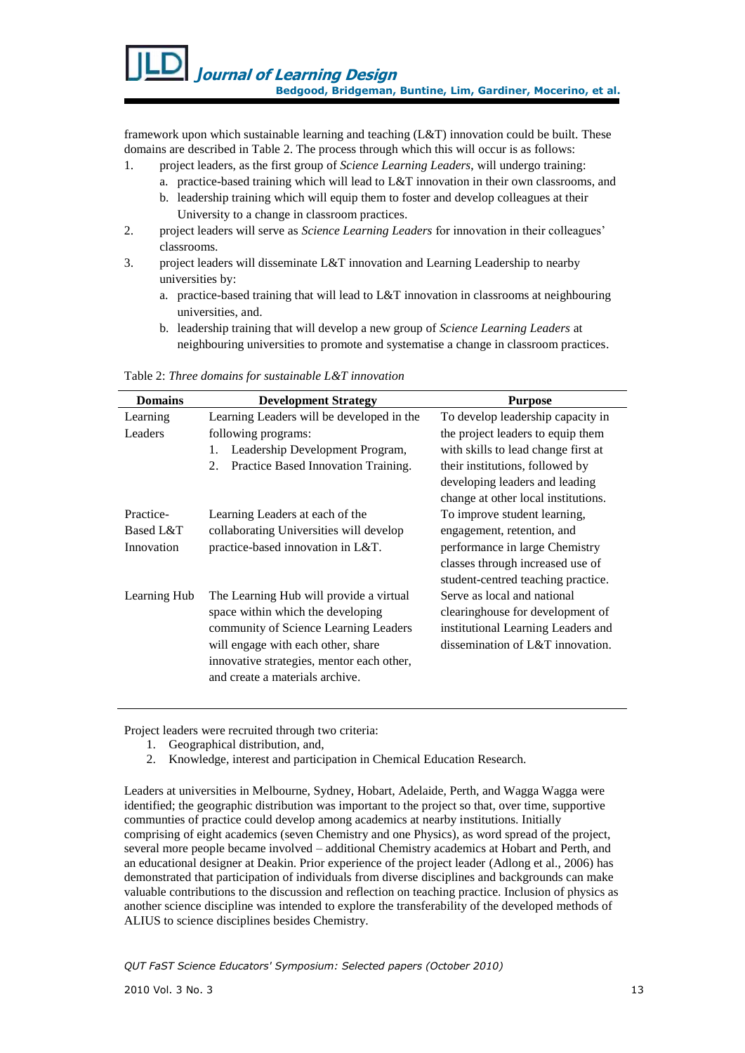framework upon which sustainable learning and teaching (L&T) innovation could be built. These domains are described in Table 2. The process through which this will occur is as follows:

1. project leaders, as the first group of *Science Learning Leaders*, will undergo training:
   a. practice-based training which will lead to L&T innovation in their own classrooms, and
   b. leadership training which will equip them to foster and develop colleagues at their University to a change in classroom practices.
2. project leaders will serve as *Science Learning Leaders* for innovation in their colleagues' classrooms.
3. project leaders will disseminate L&T innovation and Learning Leadership to nearby universities by:
   a. practice-based training that will lead to L&T innovation in classrooms at neighbouring universities, and.
   b. leadership training that will develop a new group of *Science Learning Leaders* at neighbouring universities to promote and systematise a change in classroom practices.

Table 2: *Three domains for sustainable L&T innovation*

| Domains | Development Strategy | Purpose |
|---|---|---|
| Learning Leaders | Learning Leaders will be developed in the following programs: 1. Leadership Development Program, 2. Practice Based Innovation Training. | To develop leadership capacity in the project leaders to equip them with skills to lead change first at their institutions, followed by developing leaders and leading change at other local institutions. |
| Practice-Based L&T Innovation | Learning Leaders at each of the collaborating Universities will develop practice-based innovation in L&T. | To improve student learning, engagement, retention, and performance in large Chemistry classes through increased use of student-centred teaching practice. |
| Learning Hub | The Learning Hub will provide a virtual space within which the developing community of Science Learning Leaders will engage with each other, share innovative strategies, mentor each other, and create a materials archive. | Serve as local and national clearinghouse for development of institutional Learning Leaders and dissemination of L&T innovation. |

Project leaders were recruited through two criteria:

1. Geographical distribution, and,
2. Knowledge, interest and participation in Chemical Education Research.

Leaders at universities in Melbourne, Sydney, Hobart, Adelaide, Perth, and Wagga Wagga were identified; the geographic distribution was important to the project so that, over time, supportive communities of practice could develop among academics at nearby institutions. Initially comprising of eight academics (seven Chemistry and one Physics), as word spread of the project, several more people became involved – additional Chemistry academics at Hobart and Perth, and an educational designer at Deakin. Prior experience of the project leader (Adlong et al., 2006) has demonstrated that participation of individuals from diverse disciplines and backgrounds can make valuable contributions to the discussion and reflection on teaching practice. Inclusion of physics as another science discipline was intended to explore the transferability of the developed methods of ALIUS to science disciplines besides Chemistry.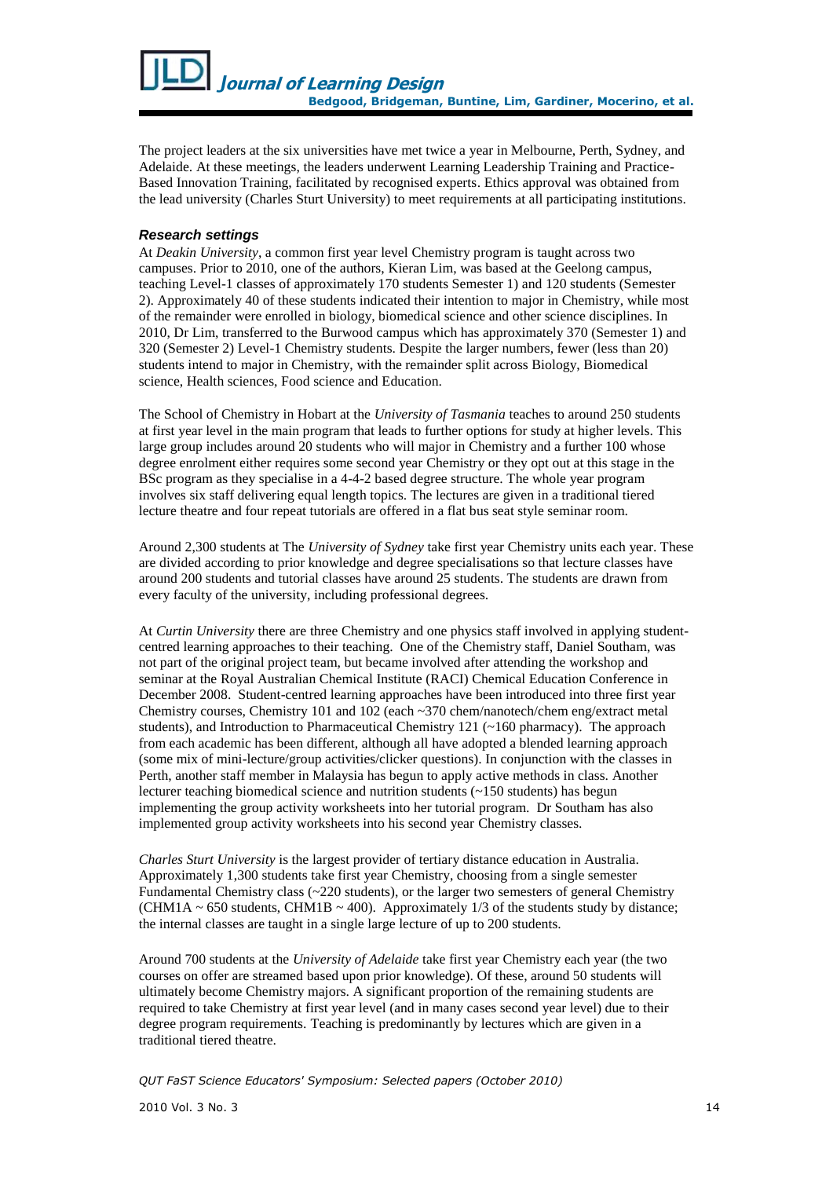The project leaders at the six universities have met twice a year in Melbourne, Perth, Sydney, and Adelaide. At these meetings, the leaders underwent Learning Leadership Training and Practice-Based Innovation Training, facilitated by recognised experts. Ethics approval was obtained from the lead university (Charles Sturt University) to meet requirements at all participating institutions.

### *Research settings*

At *Deakin University*, a common first year level Chemistry program is taught across two campuses. Prior to 2010, one of the authors, Kieran Lim, was based at the Geelong campus, teaching Level-1 classes of approximately 170 students Semester 1) and 120 students (Semester 2). Approximately 40 of these students indicated their intention to major in Chemistry, while most of the remainder were enrolled in biology, biomedical science and other science disciplines. In 2010, Dr Lim, transferred to the Burwood campus which has approximately 370 (Semester 1) and 320 (Semester 2) Level-1 Chemistry students. Despite the larger numbers, fewer (less than 20) students intend to major in Chemistry, with the remainder split across Biology, Biomedical science, Health sciences, Food science and Education.

The School of Chemistry in Hobart at the *University of Tasmania* teaches to around 250 students at first year level in the main program that leads to further options for study at higher levels. This large group includes around 20 students who will major in Chemistry and a further 100 whose degree enrolment either requires some second year Chemistry or they opt out at this stage in the BSc program as they specialise in a 4-4-2 based degree structure. The whole year program involves six staff delivering equal length topics. The lectures are given in a traditional tiered lecture theatre and four repeat tutorials are offered in a flat bus seat style seminar room.

Around 2,300 students at The *University of Sydney* take first year Chemistry units each year. These are divided according to prior knowledge and degree specialisations so that lecture classes have around 200 students and tutorial classes have around 25 students. The students are drawn from every faculty of the university, including professional degrees.

At *Curtin University* there are three Chemistry and one physics staff involved in applying student-centred learning approaches to their teaching. One of the Chemistry staff, Daniel Southam, was not part of the original project team, but became involved after attending the workshop and seminar at the Royal Australian Chemical Institute (RACI) Chemical Education Conference in December 2008. Student-centred learning approaches have been introduced into three first year Chemistry courses, Chemistry 101 and 102 (each ~370 chem/nanotech/chem eng/extract metal students), and Introduction to Pharmaceutical Chemistry 121 (~160 pharmacy). The approach from each academic has been different, although all have adopted a blended learning approach (some mix of mini-lecture/group activities/clicker questions). In conjunction with the classes in Perth, another staff member in Malaysia has begun to apply active methods in class. Another lecturer teaching biomedical science and nutrition students (~150 students) has begun implementing the group activity worksheets into her tutorial program. Dr Southam has also implemented group activity worksheets into his second year Chemistry classes.

*Charles Sturt University* is the largest provider of tertiary distance education in Australia. Approximately 1,300 students take first year Chemistry, choosing from a single semester Fundamental Chemistry class (~220 students), or the larger two semesters of general Chemistry (CHM1A ~ 650 students, CHM1B ~ 400). Approximately 1/3 of the students study by distance; the internal classes are taught in a single large lecture of up to 200 students.

Around 700 students at the *University of Adelaide* take first year Chemistry each year (the two courses on offer are streamed based upon prior knowledge). Of these, around 50 students will ultimately become Chemistry majors. A significant proportion of the remaining students are required to take Chemistry at first year level (and in many cases second year level) due to their degree program requirements. Teaching is predominantly by lectures which are given in a traditional tiered theatre.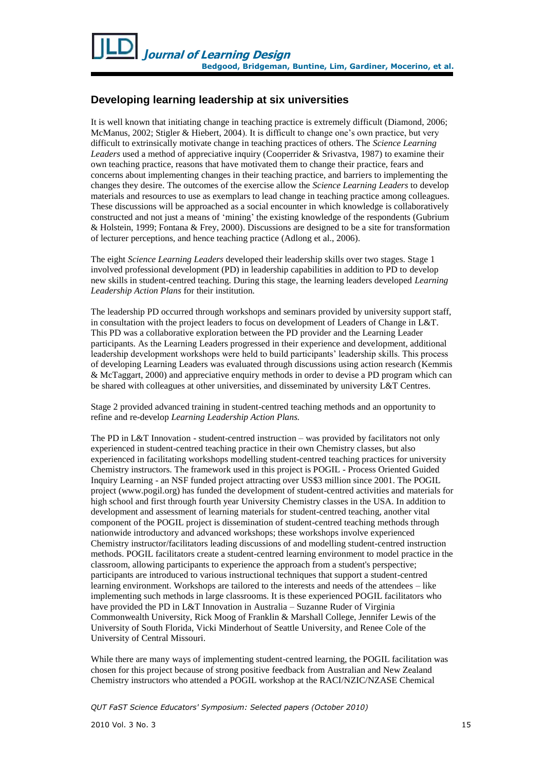## Developing learning leadership at six universities

It is well known that initiating change in teaching practice is extremely difficult (Diamond, 2006; McManus, 2002; Stigler & Hiebert, 2004). It is difficult to change one's own practice, but very difficult to extrinsically motivate change in teaching practices of others. The *Science Learning Leaders* used a method of appreciative inquiry (Cooperrider & Srivastva, 1987) to examine their own teaching practice, reasons that have motivated them to change their practice, fears and concerns about implementing changes in their teaching practice, and barriers to implementing the changes they desire. The outcomes of the exercise allow the *Science Learning Leaders* to develop materials and resources to use as exemplars to lead change in teaching practice among colleagues. These discussions will be approached as a social encounter in which knowledge is collaboratively constructed and not just a means of 'mining' the existing knowledge of the respondents (Gubrium & Holstein, 1999; Fontana & Frey, 2000). Discussions are designed to be a site for transformation of lecturer perceptions, and hence teaching practice (Adlong et al., 2006).

The eight *Science Learning Leaders* developed their leadership skills over two stages. Stage 1 involved professional development (PD) in leadership capabilities in addition to PD to develop new skills in student-centred teaching. During this stage, the learning leaders developed *Learning Leadership Action Plans* for their institution.

The leadership PD occurred through workshops and seminars provided by university support staff, in consultation with the project leaders to focus on development of Leaders of Change in L&T. This PD was a collaborative exploration between the PD provider and the Learning Leader participants. As the Learning Leaders progressed in their experience and development, additional leadership development workshops were held to build participants' leadership skills. This process of developing Learning Leaders was evaluated through discussions using action research (Kemmis & McTaggart, 2000) and appreciative enquiry methods in order to devise a PD program which can be shared with colleagues at other universities, and disseminated by university L&T Centres.

Stage 2 provided advanced training in student-centred teaching methods and an opportunity to refine and re-develop *Learning Leadership Action Plans.*

The PD in L&T Innovation - student-centred instruction – was provided by facilitators not only experienced in student-centred teaching practice in their own Chemistry classes, but also experienced in facilitating workshops modelling student-centred teaching practices for university Chemistry instructors. The framework used in this project is POGIL - Process Oriented Guided Inquiry Learning - an NSF funded project attracting over US$3 million since 2001. The POGIL project (www.pogil.org) has funded the development of student-centred activities and materials for high school and first through fourth year University Chemistry classes in the USA. In addition to development and assessment of learning materials for student-centred teaching, another vital component of the POGIL project is dissemination of student-centred teaching methods through nationwide introductory and advanced workshops; these workshops involve experienced Chemistry instructor/facilitators leading discussions of and modelling student-centred instruction methods. POGIL facilitators create a student-centred learning environment to model practice in the classroom, allowing participants to experience the approach from a student's perspective; participants are introduced to various instructional techniques that support a student-centred learning environment. Workshops are tailored to the interests and needs of the attendees – like implementing such methods in large classrooms. It is these experienced POGIL facilitators who have provided the PD in L&T Innovation in Australia – Suzanne Ruder of Virginia Commonwealth University, Rick Moog of Franklin & Marshall College, Jennifer Lewis of the University of South Florida, Vicki Minderhout of Seattle University, and Renee Cole of the University of Central Missouri.

While there are many ways of implementing student-centred learning, the POGIL facilitation was chosen for this project because of strong positive feedback from Australian and New Zealand Chemistry instructors who attended a POGIL workshop at the RACI/NZIC/NZASE Chemical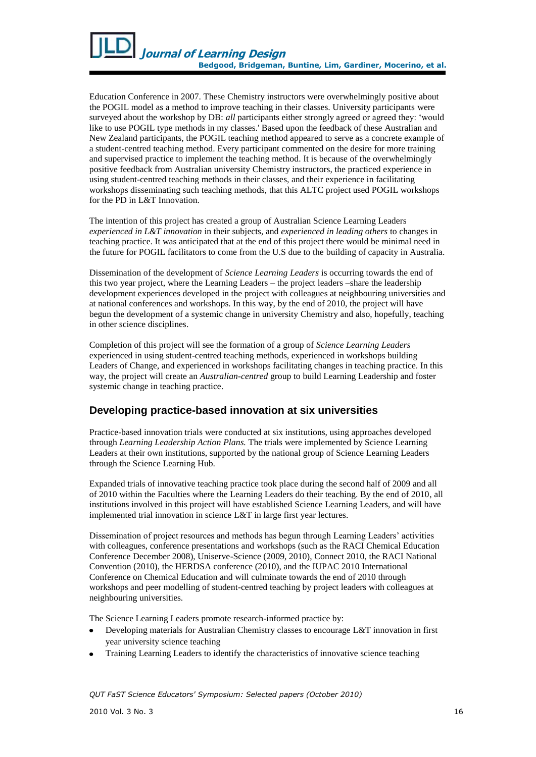Education Conference in 2007. These Chemistry instructors were overwhelmingly positive about the POGIL model as a method to improve teaching in their classes. University participants were surveyed about the workshop by DB: *all* participants either strongly agreed or agreed they: 'would like to use POGIL type methods in my classes.' Based upon the feedback of these Australian and New Zealand participants, the POGIL teaching method appeared to serve as a concrete example of a student-centred teaching method. Every participant commented on the desire for more training and supervised practice to implement the teaching method. It is because of the overwhelmingly positive feedback from Australian university Chemistry instructors, the practiced experience in using student-centred teaching methods in their classes, and their experience in facilitating workshops disseminating such teaching methods, that this ALTC project used POGIL workshops for the PD in L&T Innovation.

The intention of this project has created a group of Australian Science Learning Leaders *experienced in L&T innovation* in their subjects, and *experienced in leading others* to changes in teaching practice. It was anticipated that at the end of this project there would be minimal need in the future for POGIL facilitators to come from the U.S due to the building of capacity in Australia.

Dissemination of the development of *Science Learning Leaders* is occurring towards the end of this two year project, where the Learning Leaders – the project leaders –share the leadership development experiences developed in the project with colleagues at neighbouring universities and at national conferences and workshops. In this way, by the end of 2010, the project will have begun the development of a systemic change in university Chemistry and also, hopefully, teaching in other science disciplines.

Completion of this project will see the formation of a group of *Science Learning Leaders* experienced in using student-centred teaching methods, experienced in workshops building Leaders of Change, and experienced in workshops facilitating changes in teaching practice. In this way, the project will create an *Australian-centred* group to build Learning Leadership and foster systemic change in teaching practice.

## Developing practice-based innovation at six universities

Practice-based innovation trials were conducted at six institutions, using approaches developed through *Learning Leadership Action Plans.* The trials were implemented by Science Learning Leaders at their own institutions, supported by the national group of Science Learning Leaders through the Science Learning Hub.

Expanded trials of innovative teaching practice took place during the second half of 2009 and all of 2010 within the Faculties where the Learning Leaders do their teaching. By the end of 2010, all institutions involved in this project will have established Science Learning Leaders, and will have implemented trial innovation in science L&T in large first year lectures.

Dissemination of project resources and methods has begun through Learning Leaders' activities with colleagues, conference presentations and workshops (such as the RACI Chemical Education Conference December 2008), Uniserve-Science (2009, 2010), Connect 2010, the RACI National Convention (2010), the HERDSA conference (2010), and the IUPAC 2010 International Conference on Chemical Education and will culminate towards the end of 2010 through workshops and peer modelling of student-centred teaching by project leaders with colleagues at neighbouring universities.

The Science Learning Leaders promote research-informed practice by:

- Developing materials for Australian Chemistry classes to encourage L&T innovation in first year university science teaching
- Training Learning Leaders to identify the characteristics of innovative science teaching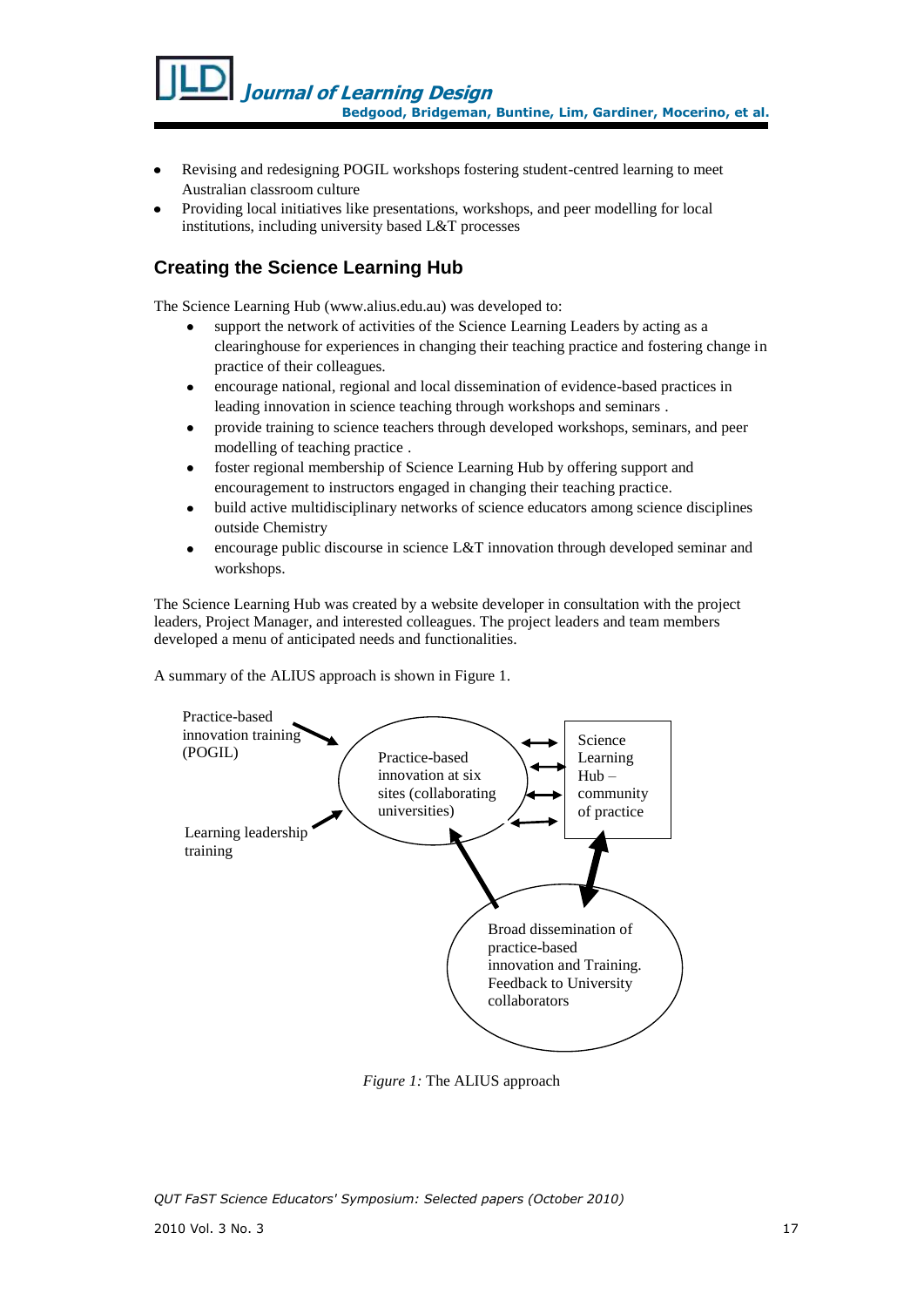- Revising and redesigning POGIL workshops fostering student-centred learning to meet Australian classroom culture
- Providing local initiatives like presentations, workshops, and peer modelling for local institutions, including university based L&T processes

## Creating the Science Learning Hub

The Science Learning Hub (www.alius.edu.au) was developed to:

- support the network of activities of the Science Learning Leaders by acting as a clearinghouse for experiences in changing their teaching practice and fostering change in practice of their colleagues.
- encourage national, regional and local dissemination of evidence-based practices in leading innovation in science teaching through workshops and seminars .
- provide training to science teachers through developed workshops, seminars, and peer modelling of teaching practice .
- foster regional membership of Science Learning Hub by offering support and encouragement to instructors engaged in changing their teaching practice.
- build active multidisciplinary networks of science educators among science disciplines outside Chemistry
- encourage public discourse in science L&T innovation through developed seminar and workshops.

The Science Learning Hub was created by a website developer in consultation with the project leaders, Project Manager, and interested colleagues. The project leaders and team members developed a menu of anticipated needs and functionalities.

A summary of the ALIUS approach is shown in Figure 1.

Practice-based innovation training (POGIL)

Learning leadership training

Practice-based innovation at six sites (collaborating universities)

Science Learning Hub – community of practice

Broad dissemination of practice-based innovation and Training. Feedback to University collaborators

*Figure 1:* The ALIUS approach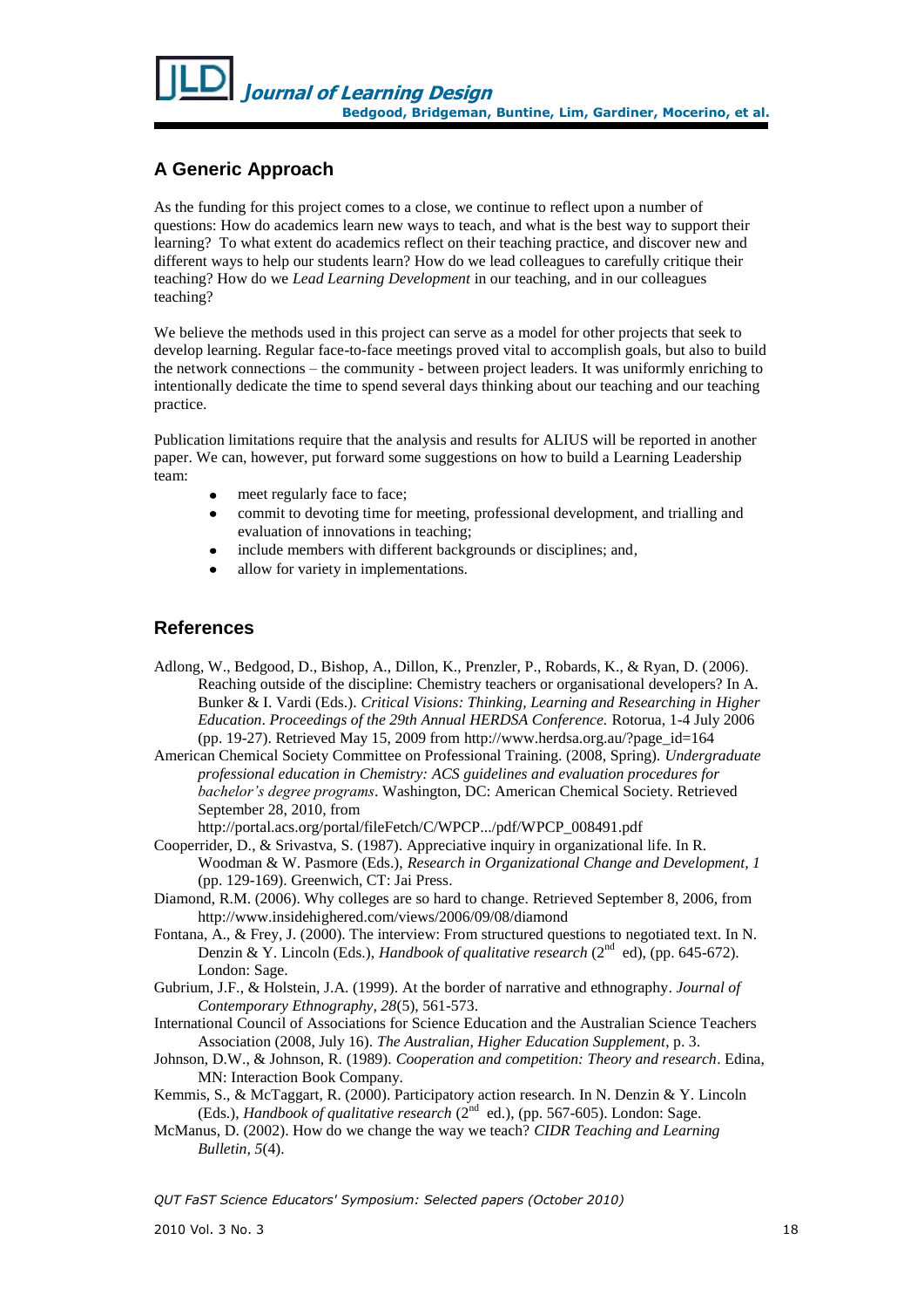## A Generic Approach

As the funding for this project comes to a close, we continue to reflect upon a number of questions: How do academics learn new ways to teach, and what is the best way to support their learning? To what extent do academics reflect on their teaching practice, and discover new and different ways to help our students learn? How do we lead colleagues to carefully critique their teaching? How do we *Lead Learning Development* in our teaching, and in our colleagues teaching?

We believe the methods used in this project can serve as a model for other projects that seek to develop learning. Regular face-to-face meetings proved vital to accomplish goals, but also to build the network connections – the community - between project leaders. It was uniformly enriching to intentionally dedicate the time to spend several days thinking about our teaching and our teaching practice.

Publication limitations require that the analysis and results for ALIUS will be reported in another paper. We can, however, put forward some suggestions on how to build a Learning Leadership team:

- meet regularly face to face;
- commit to devoting time for meeting, professional development, and trialling and evaluation of innovations in teaching;
- include members with different backgrounds or disciplines; and,
- allow for variety in implementations.

## References

Adlong, W., Bedgood, D., Bishop, A., Dillon, K., Prenzler, P., Robards, K., & Ryan, D. (2006). Reaching outside of the discipline: Chemistry teachers or organisational developers? In A. Bunker & I. Vardi (Eds.). *Critical Visions: Thinking, Learning and Researching in Higher Education*. *Proceedings of the 29th Annual HERDSA Conference.* Rotorua, 1-4 July 2006 (pp. 19-27). Retrieved May 15, 2009 from http://www.herdsa.org.au/?page_id=164

American Chemical Society Committee on Professional Training. (2008, Spring). *Undergraduate professional education in Chemistry: ACS guidelines and evaluation procedures for bachelor's degree programs*. Washington, DC: American Chemical Society. Retrieved September 28, 2010, from http://portal.acs.org/portal/fileFetch/C/WPCP.../pdf/WPCP_008491.pdf

Cooperrider, D., & Srivastva, S. (1987). Appreciative inquiry in organizational life. In R. Woodman & W. Pasmore (Eds.), *Research in Organizational Change and Development, 1* (pp. 129-169). Greenwich, CT: Jai Press.

Diamond, R.M. (2006). Why colleges are so hard to change. Retrieved September 8, 2006, from http://www.insidehighered.com/views/2006/09/08/diamond

Fontana, A., & Frey, J. (2000). The interview: From structured questions to negotiated text. In N. Denzin & Y. Lincoln (Eds.), *Handbook of qualitative research* (2nd ed), (pp. 645-672). London: Sage.

Gubrium, J.F., & Holstein, J.A. (1999). At the border of narrative and ethnography. *Journal of Contemporary Ethnography, 28*(5), 561-573.

International Council of Associations for Science Education and the Australian Science Teachers Association (2008, July 16). *The Australian, Higher Education Supplement*, p. 3.

Johnson, D.W., & Johnson, R. (1989). *Cooperation and competition: Theory and research*. Edina, MN: Interaction Book Company.

Kemmis, S., & McTaggart, R. (2000). Participatory action research. In N. Denzin & Y. Lincoln (Eds.), *Handbook of qualitative research* (2nd ed.), (pp. 567-605). London: Sage.

McManus, D. (2002). How do we change the way we teach? *CIDR Teaching and Learning Bulletin, 5*(4).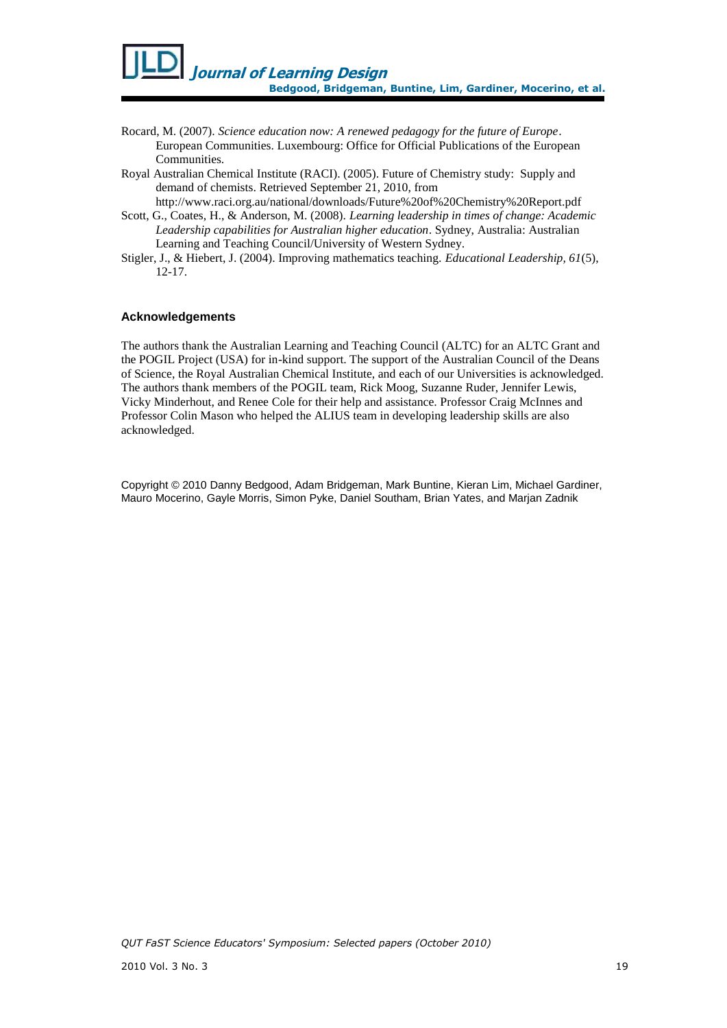Rocard, M. (2007). *Science education now: A renewed pedagogy for the future of Europe*. European Communities. Luxembourg: Office for Official Publications of the European Communities.

Royal Australian Chemical Institute (RACI). (2005). Future of Chemistry study: Supply and demand of chemists. Retrieved September 21, 2010, from http://www.raci.org.au/national/downloads/Future%20of%20Chemistry%20Report.pdf

Scott, G., Coates, H., & Anderson, M. (2008). *Learning leadership in times of change: Academic Leadership capabilities for Australian higher education*. Sydney, Australia: Australian Learning and Teaching Council/University of Western Sydney.

Stigler, J., & Hiebert, J. (2004). Improving mathematics teaching. *Educational Leadership, 61*(5), 12-17.

### Acknowledgements

The authors thank the Australian Learning and Teaching Council (ALTC) for an ALTC Grant and the POGIL Project (USA) for in-kind support. The support of the Australian Council of the Deans of Science, the Royal Australian Chemical Institute, and each of our Universities is acknowledged. The authors thank members of the POGIL team, Rick Moog, Suzanne Ruder, Jennifer Lewis, Vicky Minderhout, and Renee Cole for their help and assistance. Professor Craig McInnes and Professor Colin Mason who helped the ALIUS team in developing leadership skills are also acknowledged.

Copyright © 2010 Danny Bedgood, Adam Bridgeman, Mark Buntine, Kieran Lim, Michael Gardiner, Mauro Mocerino, Gayle Morris, Simon Pyke, Daniel Southam, Brian Yates, and Marjan Zadnik